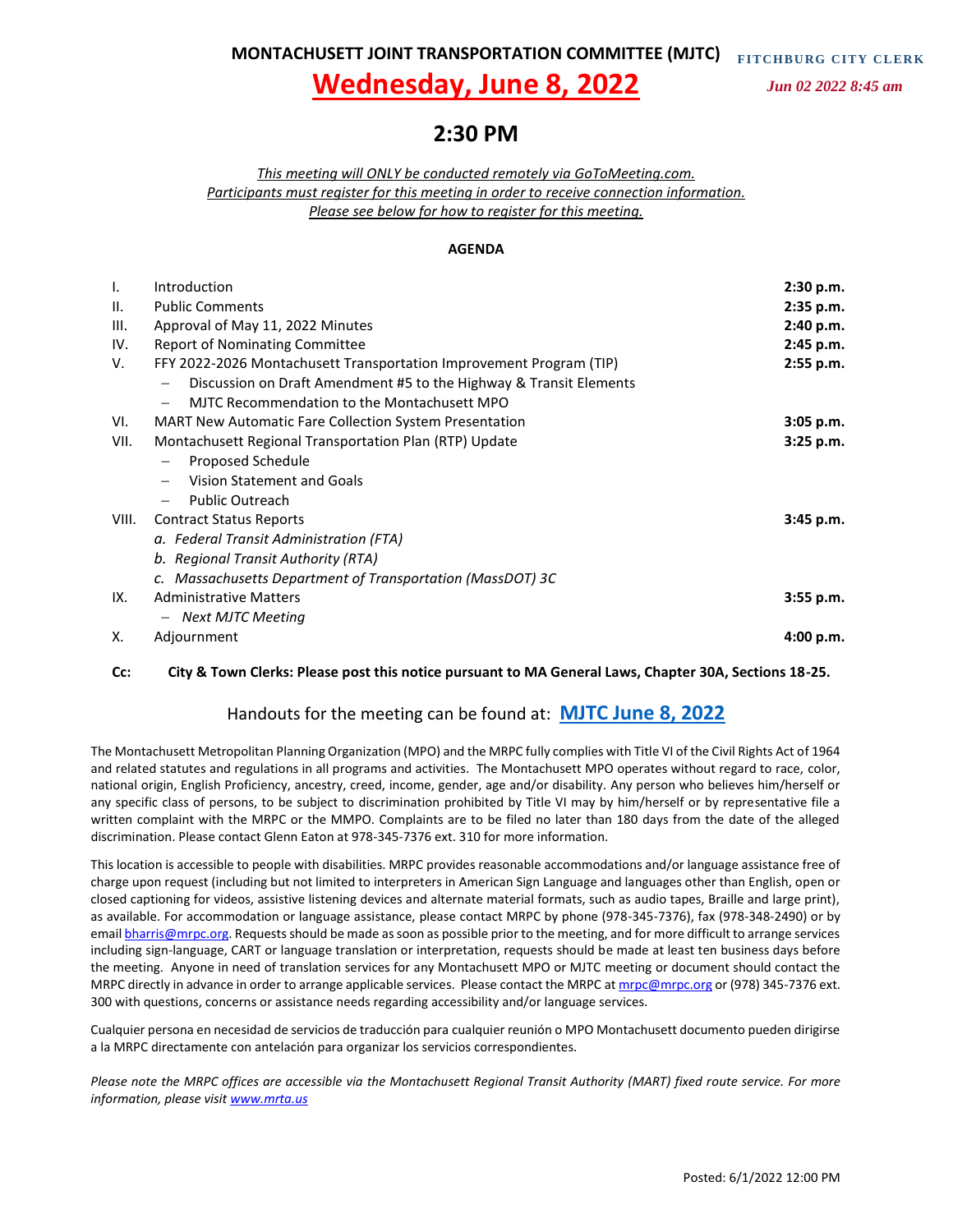**MONTACHUSETT JOINT TRANSPORTATION COMMITTEE (MJTC)**

FITCHBURG CITY CLERK

*Jun 02 2022 8:45 am*

# Wednesday, June 8, 2022

## 2:30 PM

*This meeting will ONLY be conducted remotely via GoToMeeting.com.*
*Participants must register for this meeting in order to receive connection information.*
*Please see below for how to register for this meeting.*

**AGENDA**

| | | |
|---|---|---|
| I. | Introduction | **2:30 p.m.** |
| II. | Public Comments | **2:35 p.m.** |
| III. | Approval of May 11, 2022 Minutes | **2:40 p.m.** |
| IV. | Report of Nominating Committee | **2:45 p.m.** |
| V. | FFY 2022-2026 Montachusett Transportation Improvement Program (TIP)<br>– Discussion on Draft Amendment #5 to the Highway & Transit Elements<br>– MJTC Recommendation to the Montachusett MPO | **2:55 p.m.** |
| VI. | MART New Automatic Fare Collection System Presentation | **3:05 p.m.** |
| VII. | Montachusett Regional Transportation Plan (RTP) Update<br>– Proposed Schedule<br>– Vision Statement and Goals<br>– Public Outreach | **3:25 p.m.** |
| VIII. | Contract Status Reports<br>*a. Federal Transit Administration (FTA)*<br>*b. Regional Transit Authority (RTA)*<br>*c. Massachusetts Department of Transportation (MassDOT) 3C* | **3:45 p.m.** |
| IX. | Administrative Matters<br>– *Next MJTC Meeting* | **3:55 p.m.** |
| X. | Adjournment | **4:00 p.m.** |

**Cc: City & Town Clerks: Please post this notice pursuant to MA General Laws, Chapter 30A, Sections 18-25.**

Handouts for the meeting can be found at: **MJTC June 8, 2022**

The Montachusett Metropolitan Planning Organization (MPO) and the MRPC fully complies with Title VI of the Civil Rights Act of 1964 and related statutes and regulations in all programs and activities. The Montachusett MPO operates without regard to race, color, national origin, English Proficiency, ancestry, creed, income, gender, age and/or disability. Any person who believes him/herself or any specific class of persons, to be subject to discrimination prohibited by Title VI may by him/herself or by representative file a written complaint with the MRPC or the MMPO. Complaints are to be filed no later than 180 days from the date of the alleged discrimination. Please contact Glenn Eaton at 978-345-7376 ext. 310 for more information.

This location is accessible to people with disabilities. MRPC provides reasonable accommodations and/or language assistance free of charge upon request (including but not limited to interpreters in American Sign Language and languages other than English, open or closed captioning for videos, assistive listening devices and alternate material formats, such as audio tapes, Braille and large print), as available. For accommodation or language assistance, please contact MRPC by phone (978-345-7376), fax (978-348-2490) or by email bharris@mrpc.org. Requests should be made as soon as possible prior to the meeting, and for more difficult to arrange services including sign-language, CART or language translation or interpretation, requests should be made at least ten business days before the meeting. Anyone in need of translation services for any Montachusett MPO or MJTC meeting or document should contact the MRPC directly in advance in order to arrange applicable services. Please contact the MRPC at mrpc@mrpc.org or (978) 345-7376 ext. 300 with questions, concerns or assistance needs regarding accessibility and/or language services.

Cualquier persona en necesidad de servicios de traducción para cualquier reunión o MPO Montachusett documento pueden dirigirse a la MRPC directamente con antelación para organizar los servicios correspondientes.

*Please note the MRPC offices are accessible via the Montachusett Regional Transit Authority (MART) fixed route service. For more information, please visit www.mrta.us*

Posted: 6/1/2022 12:00 PM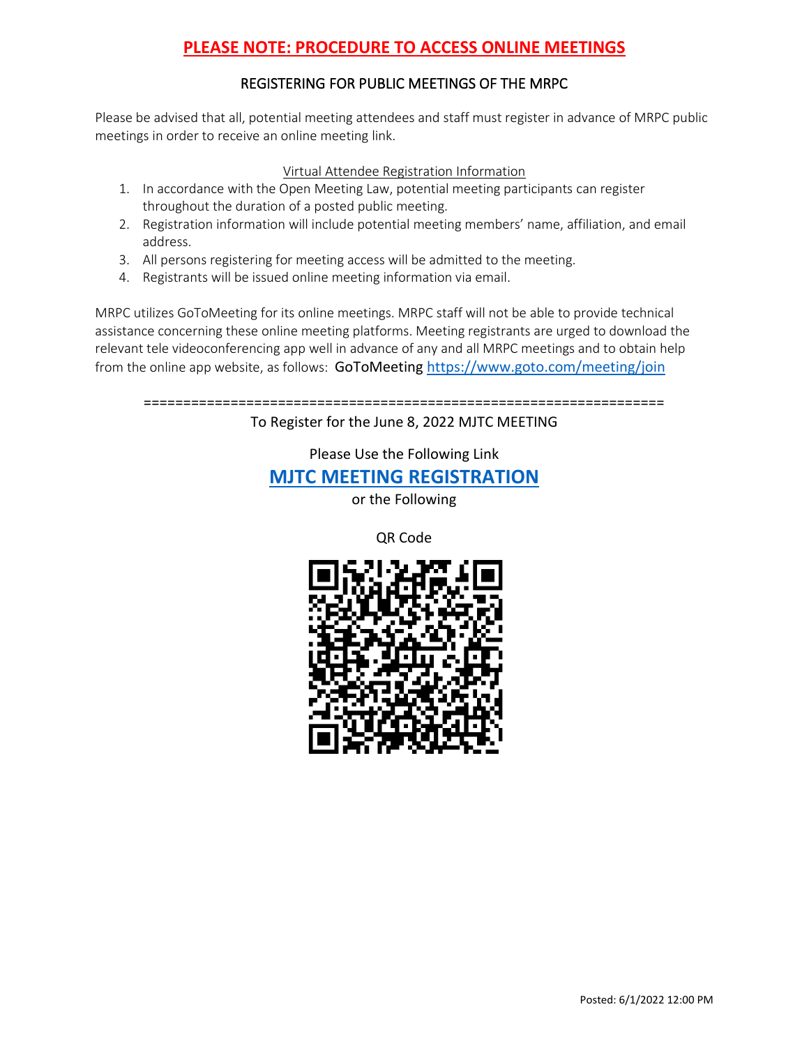# **PLEASE NOTE: PROCEDURE TO ACCESS ONLINE MEETINGS**

## REGISTERING FOR PUBLIC MEETINGS OF THE MRPC

Please be advised that all, potential meeting attendees and staff must register in advance of MRPC public meetings in order to receive an online meeting link.

Virtual Attendee Registration Information

1. In accordance with the Open Meeting Law, potential meeting participants can register throughout the duration of a posted public meeting.
2. Registration information will include potential meeting members' name, affiliation, and email address.
3. All persons registering for meeting access will be admitted to the meeting.
4. Registrants will be issued online meeting information via email.

MRPC utilizes GoToMeeting for its online meetings. MRPC staff will not be able to provide technical assistance concerning these online meeting platforms. Meeting registrants are urged to download the relevant tele videoconferencing app well in advance of any and all MRPC meetings and to obtain help from the online app website, as follows: GoToMeeting https://www.goto.com/meeting/join

==================================================================

To Register for the June 8, 2022 MJTC MEETING

Please Use the Following Link

**MJTC MEETING REGISTRATION**

or the Following

QR Code

Posted: 6/1/2022 12:00 PM